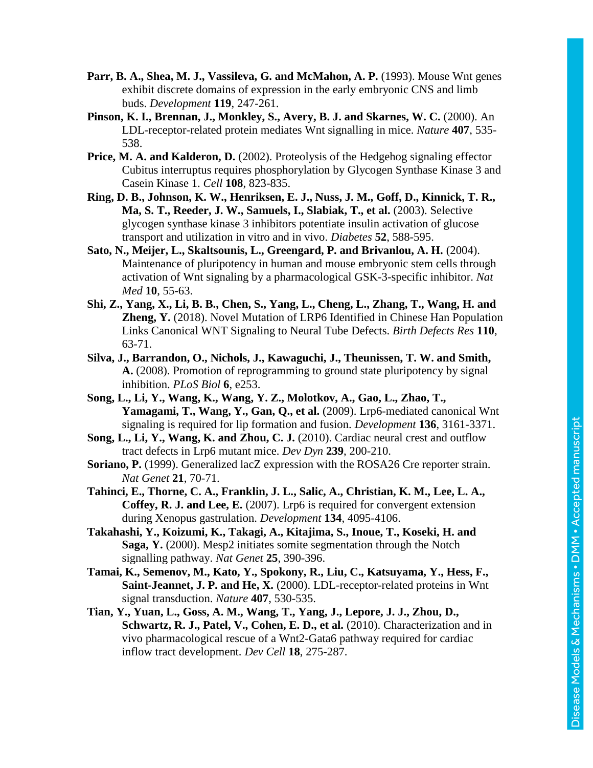**Parr, B. A., Shea, M. J., Vassileva, G. and McMahon, A. P.** (1993). Mouse Wnt genes exhibit discrete domains of expression in the early embryonic CNS and limb buds. *Development* **119**, 247-261.

**Pinson, K. I., Brennan, J., Monkley, S., Avery, B. J. and Skarnes, W. C.** (2000). An LDL-receptor-related protein mediates Wnt signalling in mice. *Nature* **407**, 535-538.

**Price, M. A. and Kalderon, D.** (2002). Proteolysis of the Hedgehog signaling effector Cubitus interruptus requires phosphorylation by Glycogen Synthase Kinase 3 and Casein Kinase 1. *Cell* **108**, 823-835.

**Ring, D. B., Johnson, K. W., Henriksen, E. J., Nuss, J. M., Goff, D., Kinnick, T. R., Ma, S. T., Reeder, J. W., Samuels, I., Slabiak, T., et al.** (2003). Selective glycogen synthase kinase 3 inhibitors potentiate insulin activation of glucose transport and utilization in vitro and in vivo. *Diabetes* **52**, 588-595.

**Sato, N., Meijer, L., Skaltsounis, L., Greengard, P. and Brivanlou, A. H.** (2004). Maintenance of pluripotency in human and mouse embryonic stem cells through activation of Wnt signaling by a pharmacological GSK-3-specific inhibitor. *Nat Med* **10**, 55-63.

**Shi, Z., Yang, X., Li, B. B., Chen, S., Yang, L., Cheng, L., Zhang, T., Wang, H. and Zheng, Y.** (2018). Novel Mutation of LRP6 Identified in Chinese Han Population Links Canonical WNT Signaling to Neural Tube Defects. *Birth Defects Res* **110**, 63-71.

**Silva, J., Barrandon, O., Nichols, J., Kawaguchi, J., Theunissen, T. W. and Smith, A.** (2008). Promotion of reprogramming to ground state pluripotency by signal inhibition. *PLoS Biol* **6**, e253.

**Song, L., Li, Y., Wang, K., Wang, Y. Z., Molotkov, A., Gao, L., Zhao, T., Yamagami, T., Wang, Y., Gan, Q., et al.** (2009). Lrp6-mediated canonical Wnt signaling is required for lip formation and fusion. *Development* **136**, 3161-3371.

**Song, L., Li, Y., Wang, K. and Zhou, C. J.** (2010). Cardiac neural crest and outflow tract defects in Lrp6 mutant mice. *Dev Dyn* **239**, 200-210.

**Soriano, P.** (1999). Generalized lacZ expression with the ROSA26 Cre reporter strain. *Nat Genet* **21**, 70-71.

**Tahinci, E., Thorne, C. A., Franklin, J. L., Salic, A., Christian, K. M., Lee, L. A., Coffey, R. J. and Lee, E.** (2007). Lrp6 is required for convergent extension during Xenopus gastrulation. *Development* **134**, 4095-4106.

**Takahashi, Y., Koizumi, K., Takagi, A., Kitajima, S., Inoue, T., Koseki, H. and Saga, Y.** (2000). Mesp2 initiates somite segmentation through the Notch signalling pathway. *Nat Genet* **25**, 390-396.

**Tamai, K., Semenov, M., Kato, Y., Spokony, R., Liu, C., Katsuyama, Y., Hess, F., Saint-Jeannet, J. P. and He, X.** (2000). LDL-receptor-related proteins in Wnt signal transduction. *Nature* **407**, 530-535.

**Tian, Y., Yuan, L., Goss, A. M., Wang, T., Yang, J., Lepore, J. J., Zhou, D., Schwartz, R. J., Patel, V., Cohen, E. D., et al.** (2010). Characterization and in vivo pharmacological rescue of a Wnt2-Gata6 pathway required for cardiac inflow tract development. *Dev Cell* **18**, 275-287.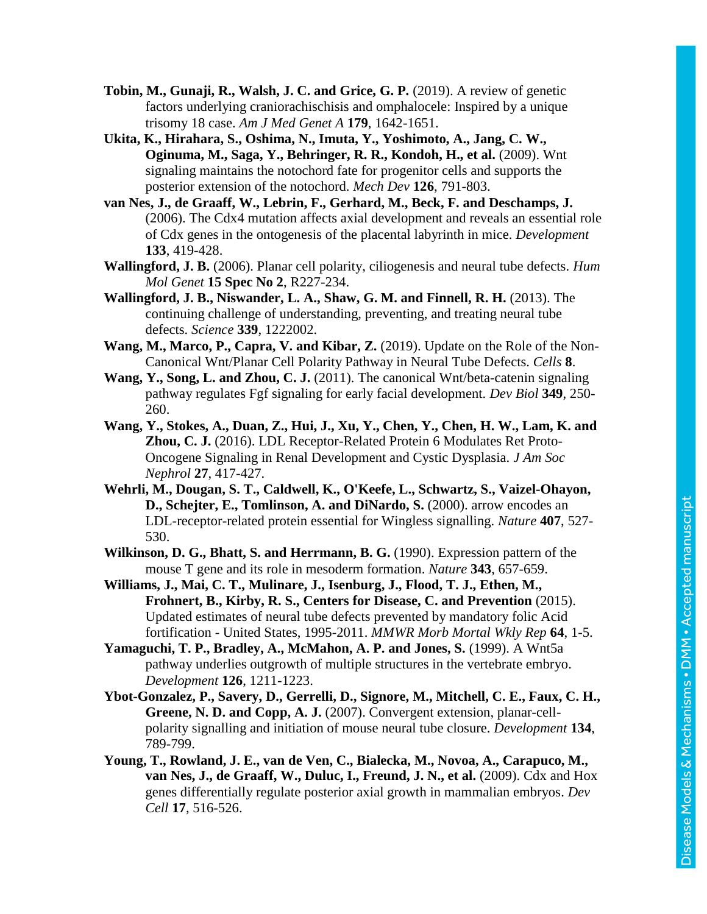**Tobin, M., Gunaji, R., Walsh, J. C. and Grice, G. P.** (2019). A review of genetic factors underlying craniorachischisis and omphalocele: Inspired by a unique trisomy 18 case. *Am J Med Genet A* **179**, 1642-1651.

**Ukita, K., Hirahara, S., Oshima, N., Imuta, Y., Yoshimoto, A., Jang, C. W., Oginuma, M., Saga, Y., Behringer, R. R., Kondoh, H., et al.** (2009). Wnt signaling maintains the notochord fate for progenitor cells and supports the posterior extension of the notochord. *Mech Dev* **126**, 791-803.

**van Nes, J., de Graaff, W., Lebrin, F., Gerhard, M., Beck, F. and Deschamps, J.** (2006). The Cdx4 mutation affects axial development and reveals an essential role of Cdx genes in the ontogenesis of the placental labyrinth in mice. *Development* **133**, 419-428.

**Wallingford, J. B.** (2006). Planar cell polarity, ciliogenesis and neural tube defects. *Hum Mol Genet* **15 Spec No 2**, R227-234.

**Wallingford, J. B., Niswander, L. A., Shaw, G. M. and Finnell, R. H.** (2013). The continuing challenge of understanding, preventing, and treating neural tube defects. *Science* **339**, 1222002.

**Wang, M., Marco, P., Capra, V. and Kibar, Z.** (2019). Update on the Role of the Non-Canonical Wnt/Planar Cell Polarity Pathway in Neural Tube Defects. *Cells* **8**.

**Wang, Y., Song, L. and Zhou, C. J.** (2011). The canonical Wnt/beta-catenin signaling pathway regulates Fgf signaling for early facial development. *Dev Biol* **349**, 250-260.

**Wang, Y., Stokes, A., Duan, Z., Hui, J., Xu, Y., Chen, Y., Chen, H. W., Lam, K. and Zhou, C. J.** (2016). LDL Receptor-Related Protein 6 Modulates Ret Proto-Oncogene Signaling in Renal Development and Cystic Dysplasia. *J Am Soc Nephrol* **27**, 417-427.

**Wehrli, M., Dougan, S. T., Caldwell, K., O'Keefe, L., Schwartz, S., Vaizel-Ohayon, D., Schejter, E., Tomlinson, A. and DiNardo, S.** (2000). arrow encodes an LDL-receptor-related protein essential for Wingless signalling. *Nature* **407**, 527-530.

**Wilkinson, D. G., Bhatt, S. and Herrmann, B. G.** (1990). Expression pattern of the mouse T gene and its role in mesoderm formation. *Nature* **343**, 657-659.

**Williams, J., Mai, C. T., Mulinare, J., Isenburg, J., Flood, T. J., Ethen, M., Frohnert, B., Kirby, R. S., Centers for Disease, C. and Prevention** (2015). Updated estimates of neural tube defects prevented by mandatory folic Acid fortification - United States, 1995-2011. *MMWR Morb Mortal Wkly Rep* **64**, 1-5.

**Yamaguchi, T. P., Bradley, A., McMahon, A. P. and Jones, S.** (1999). A Wnt5a pathway underlies outgrowth of multiple structures in the vertebrate embryo. *Development* **126**, 1211-1223.

**Ybot-Gonzalez, P., Savery, D., Gerrelli, D., Signore, M., Mitchell, C. E., Faux, C. H., Greene, N. D. and Copp, A. J.** (2007). Convergent extension, planar-cell-polarity signalling and initiation of mouse neural tube closure. *Development* **134**, 789-799.

**Young, T., Rowland, J. E., van de Ven, C., Bialecka, M., Novoa, A., Carapuco, M., van Nes, J., de Graaff, W., Duluc, I., Freund, J. N., et al.** (2009). Cdx and Hox genes differentially regulate posterior axial growth in mammalian embryos. *Dev Cell* **17**, 516-526.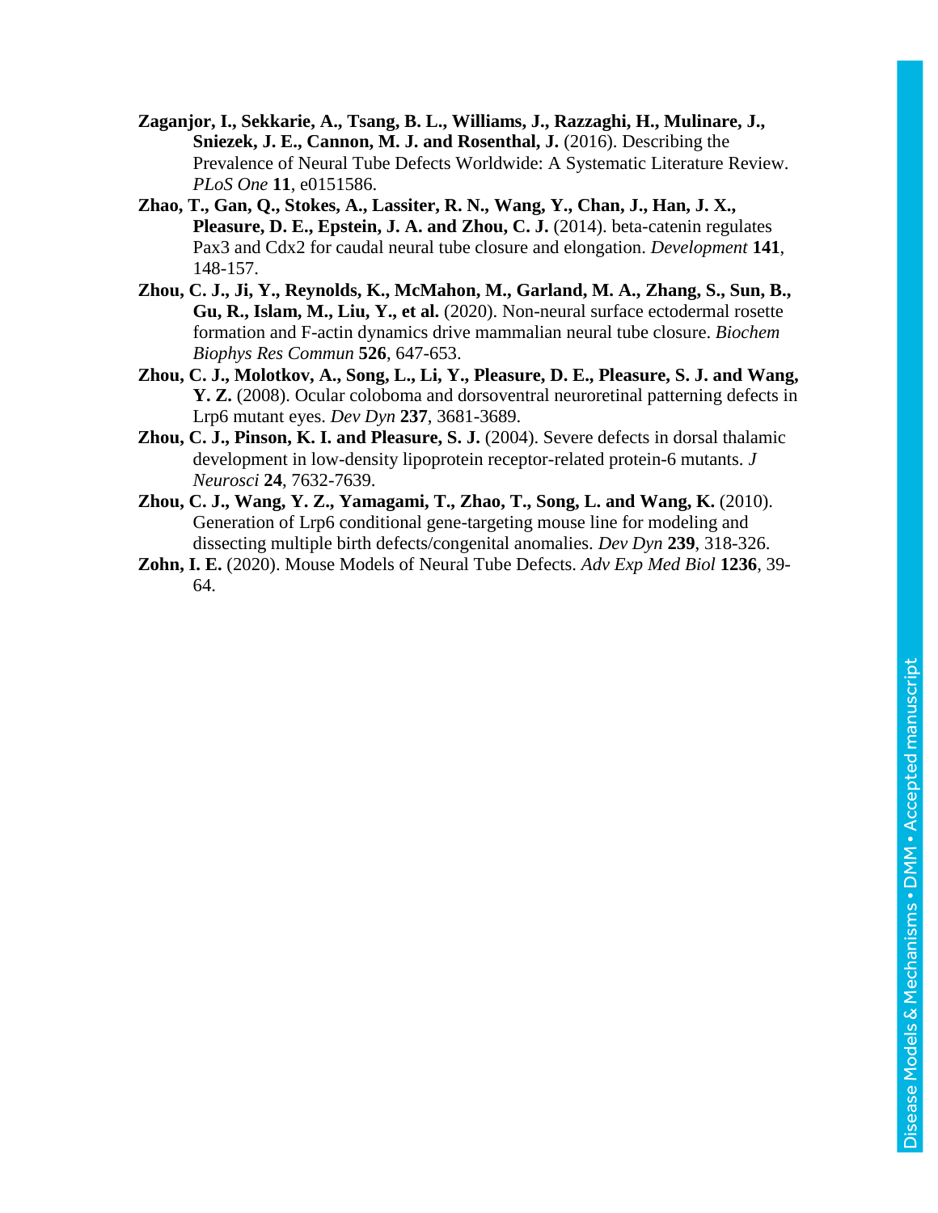**Zaganjor, I., Sekkarie, A., Tsang, B. L., Williams, J., Razzaghi, H., Mulinare, J., Sniezek, J. E., Cannon, M. J. and Rosenthal, J.** (2016). Describing the Prevalence of Neural Tube Defects Worldwide: A Systematic Literature Review. *PLoS One* **11**, e0151586.

**Zhao, T., Gan, Q., Stokes, A., Lassiter, R. N., Wang, Y., Chan, J., Han, J. X., Pleasure, D. E., Epstein, J. A. and Zhou, C. J.** (2014). beta-catenin regulates Pax3 and Cdx2 for caudal neural tube closure and elongation. *Development* **141**, 148-157.

**Zhou, C. J., Ji, Y., Reynolds, K., McMahon, M., Garland, M. A., Zhang, S., Sun, B., Gu, R., Islam, M., Liu, Y., et al.** (2020). Non-neural surface ectodermal rosette formation and F-actin dynamics drive mammalian neural tube closure. *Biochem Biophys Res Commun* **526**, 647-653.

**Zhou, C. J., Molotkov, A., Song, L., Li, Y., Pleasure, D. E., Pleasure, S. J. and Wang, Y. Z.** (2008). Ocular coloboma and dorsoventral neuroretinal patterning defects in Lrp6 mutant eyes. *Dev Dyn* **237**, 3681-3689.

**Zhou, C. J., Pinson, K. I. and Pleasure, S. J.** (2004). Severe defects in dorsal thalamic development in low-density lipoprotein receptor-related protein-6 mutants. *J Neurosci* **24**, 7632-7639.

**Zhou, C. J., Wang, Y. Z., Yamagami, T., Zhao, T., Song, L. and Wang, K.** (2010). Generation of Lrp6 conditional gene-targeting mouse line for modeling and dissecting multiple birth defects/congenital anomalies. *Dev Dyn* **239**, 318-326.

**Zohn, I. E.** (2020). Mouse Models of Neural Tube Defects. *Adv Exp Med Biol* **1236**, 39-64.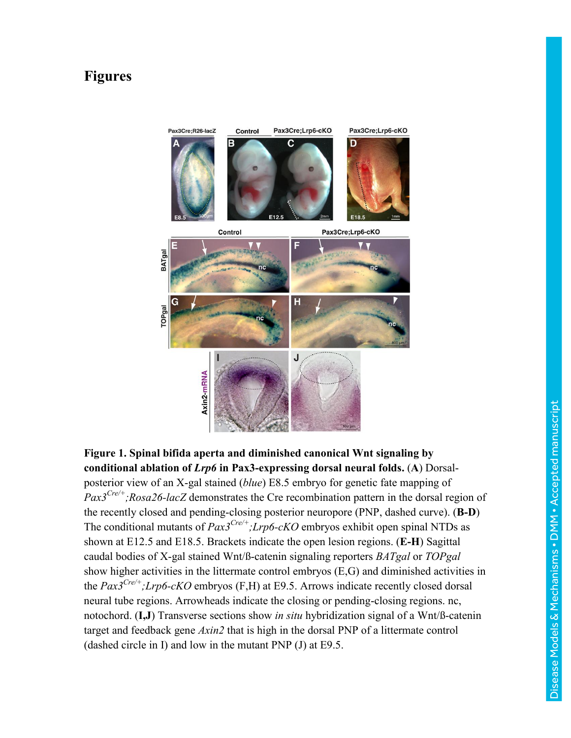# Figures

**Figure 1. Spinal bifida aperta and diminished canonical Wnt signaling by conditional ablation of *Lrp6* in Pax3-expressing dorsal neural folds.** (**A**) Dorsal-posterior view of an X-gal stained (*blue*) E8.5 embryo for genetic fate mapping of *Pax3*$^{Cre/+}$*;Rosa26-lacZ* demonstrates the Cre recombination pattern in the dorsal region of the recently closed and pending-closing posterior neuropore (PNP, dashed curve). (**B-D**) The conditional mutants of *Pax3*$^{Cre/+}$*;Lrp6-cKO* embryos exhibit open spinal NTDs as shown at E12.5 and E18.5. Brackets indicate the open lesion regions. (**E-H**) Sagittal caudal bodies of X-gal stained Wnt/ß-catenin signaling reporters *BATgal* or *TOPgal* show higher activities in the littermate control embryos (E,G) and diminished activities in the *Pax3*$^{Cre/+}$*;Lrp6-cKO* embryos (F,H) at E9.5. Arrows indicate recently closed dorsal neural tube regions. Arrowheads indicate the closing or pending-closing regions. nc, notochord. (**I,J**) Transverse sections show *in situ* hybridization signal of a Wnt/ß-catenin target and feedback gene *Axin2* that is high in the dorsal PNP of a littermate control (dashed circle in I) and low in the mutant PNP (J) at E9.5.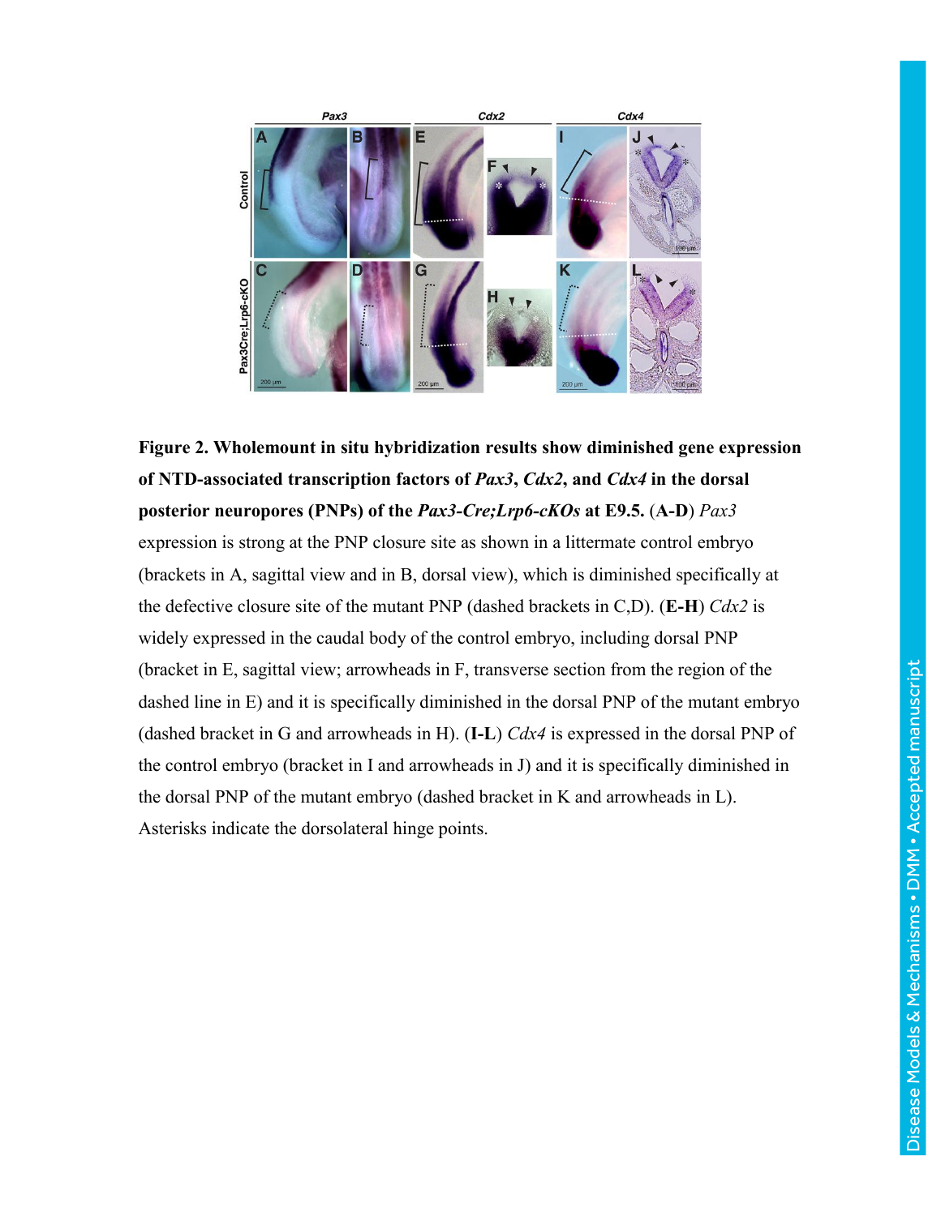**Figure 2. Wholemount in situ hybridization results show diminished gene expression of NTD-associated transcription factors of *Pax3*, *Cdx2*, and *Cdx4* in the dorsal posterior neuropores (PNPs) of the *Pax3-Cre;Lrp6-cKOs* at E9.5.** (**A-D**) *Pax3* expression is strong at the PNP closure site as shown in a littermate control embryo (brackets in A, sagittal view and in B, dorsal view), which is diminished specifically at the defective closure site of the mutant PNP (dashed brackets in C,D). (**E-H**) *Cdx2* is widely expressed in the caudal body of the control embryo, including dorsal PNP (bracket in E, sagittal view; arrowheads in F, transverse section from the region of the dashed line in E) and it is specifically diminished in the dorsal PNP of the mutant embryo (dashed bracket in G and arrowheads in H). (**I-L**) *Cdx4* is expressed in the dorsal PNP of the control embryo (bracket in I and arrowheads in J) and it is specifically diminished in the dorsal PNP of the mutant embryo (dashed bracket in K and arrowheads in L). Asterisks indicate the dorsolateral hinge points.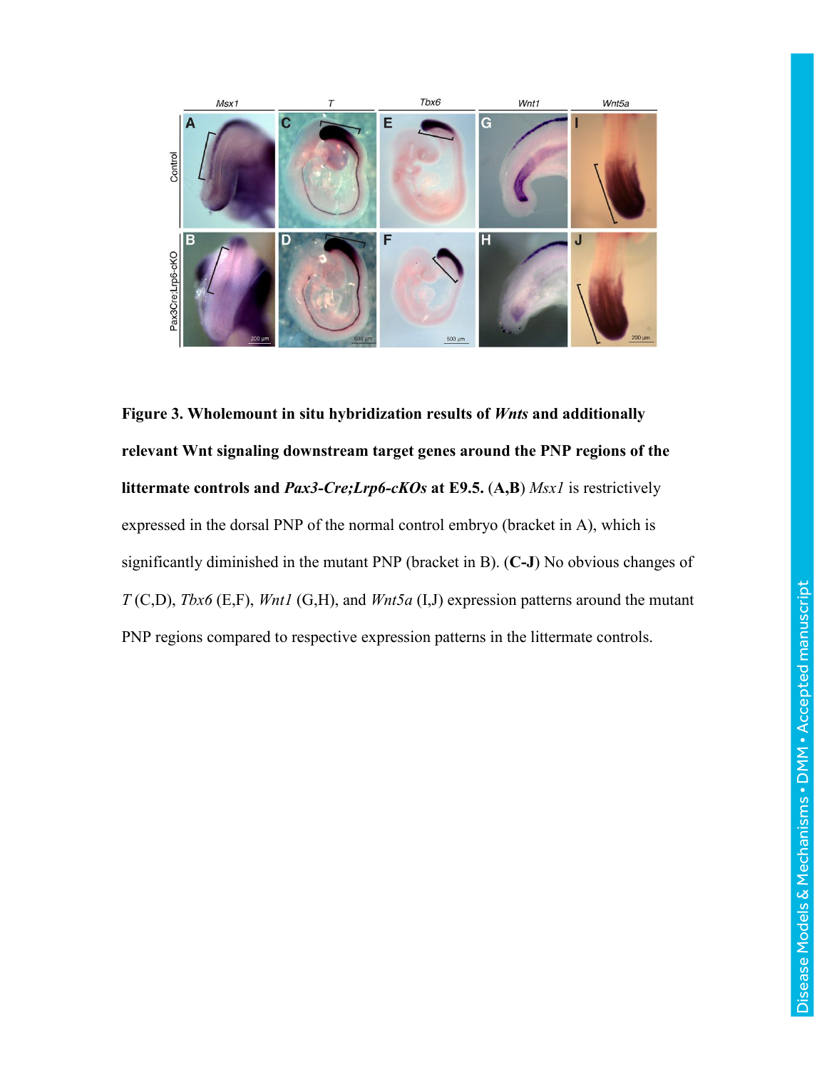**Figure 3. Wholemount in situ hybridization results of *Wnts* and additionally relevant Wnt signaling downstream target genes around the PNP regions of the littermate controls and *Pax3-Cre;Lrp6-cKOs* at E9.5.** (**A,B**) *Msx1* is restrictively expressed in the dorsal PNP of the normal control embryo (bracket in A), which is significantly diminished in the mutant PNP (bracket in B). (**C-J**) No obvious changes of *T* (C,D), *Tbx6* (E,F), *Wnt1* (G,H), and *Wnt5a* (I,J) expression patterns around the mutant PNP regions compared to respective expression patterns in the littermate controls.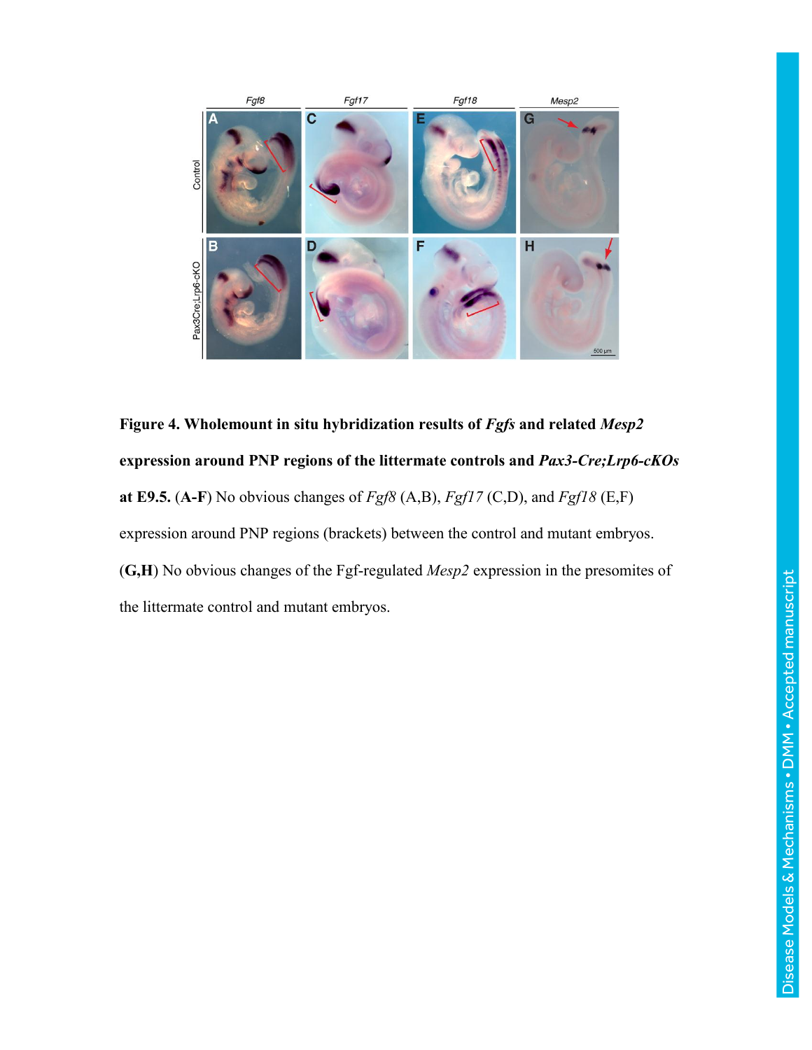**Figure 4. Wholemount in situ hybridization results of *Fgfs* and related *Mesp2* expression around PNP regions of the littermate controls and *Pax3-Cre;Lrp6-cKOs* at E9.5.** (**A-F**) No obvious changes of *Fgf8* (A,B), *Fgf17* (C,D), and *Fgf18* (E,F) expression around PNP regions (brackets) between the control and mutant embryos. (**G,H**) No obvious changes of the Fgf-regulated *Mesp2* expression in the presomites of the littermate control and mutant embryos.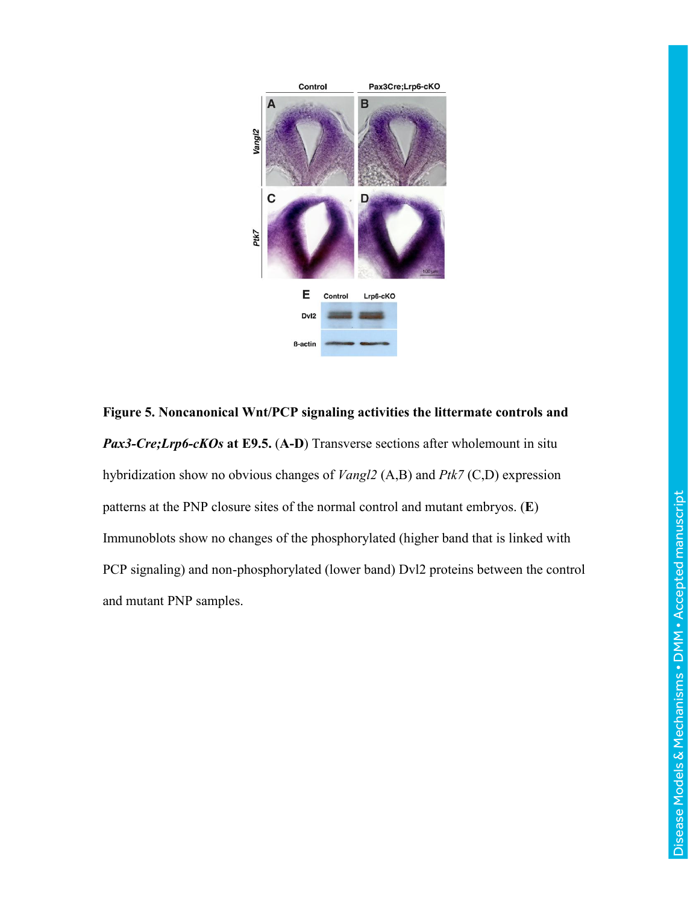**Figure 5. Noncanonical Wnt/PCP signaling activities the littermate controls and *Pax3-Cre;Lrp6-cKOs* at E9.5.** (**A-D**) Transverse sections after wholemount in situ hybridization show no obvious changes of *Vangl2* (A,B) and *Ptk7* (C,D) expression patterns at the PNP closure sites of the normal control and mutant embryos. (**E**) Immunoblots show no changes of the phosphorylated (higher band that is linked with PCP signaling) and non-phosphorylated (lower band) Dvl2 proteins between the control and mutant PNP samples.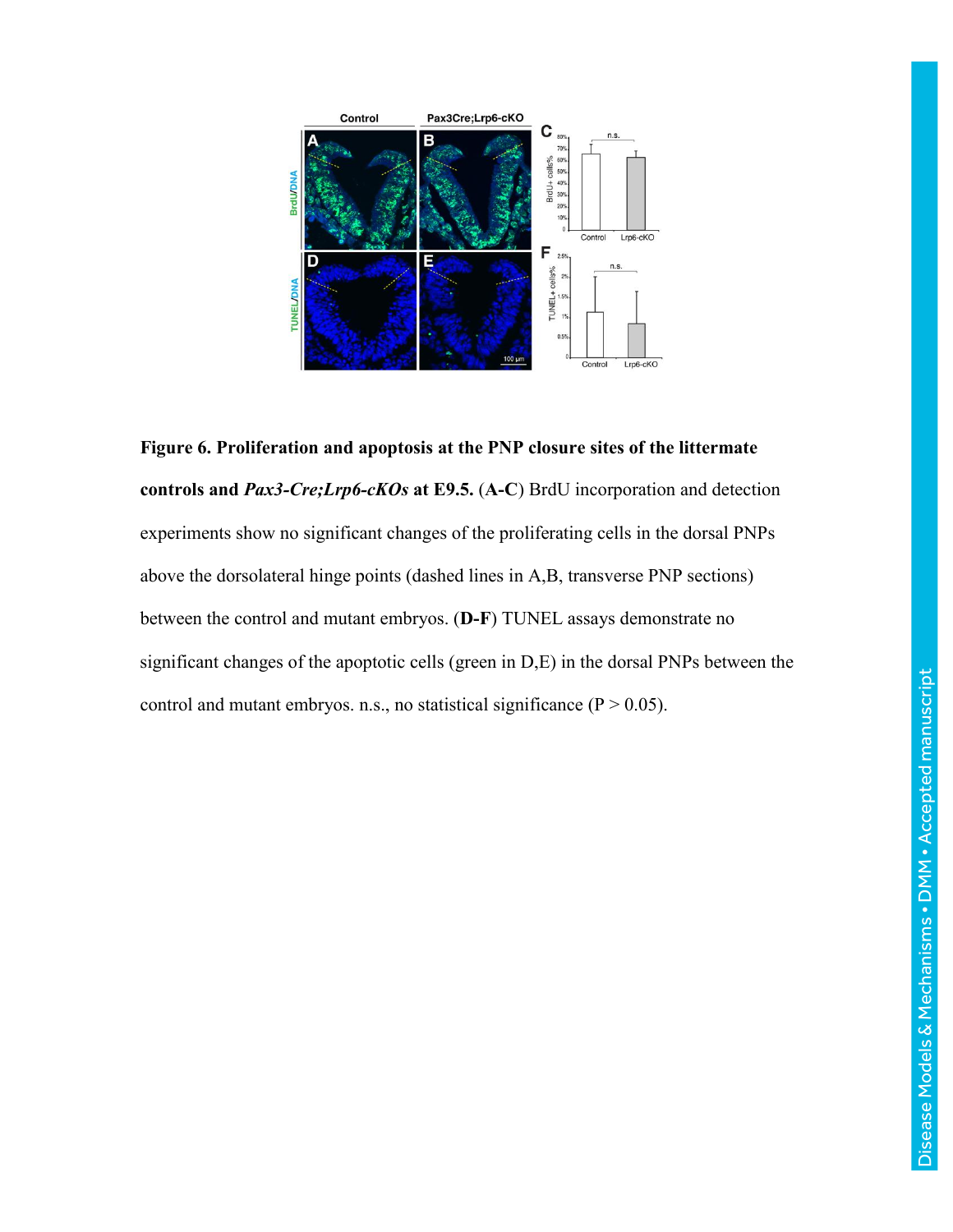**Figure 6. Proliferation and apoptosis at the PNP closure sites of the littermate controls and *Pax3-Cre;Lrp6-cKOs* at E9.5.** (**A-C**) BrdU incorporation and detection experiments show no significant changes of the proliferating cells in the dorsal PNPs above the dorsolateral hinge points (dashed lines in A,B, transverse PNP sections) between the control and mutant embryos. (**D-F**) TUNEL assays demonstrate no significant changes of the apoptotic cells (green in D,E) in the dorsal PNPs between the control and mutant embryos. n.s., no statistical significance ($P > 0.05$).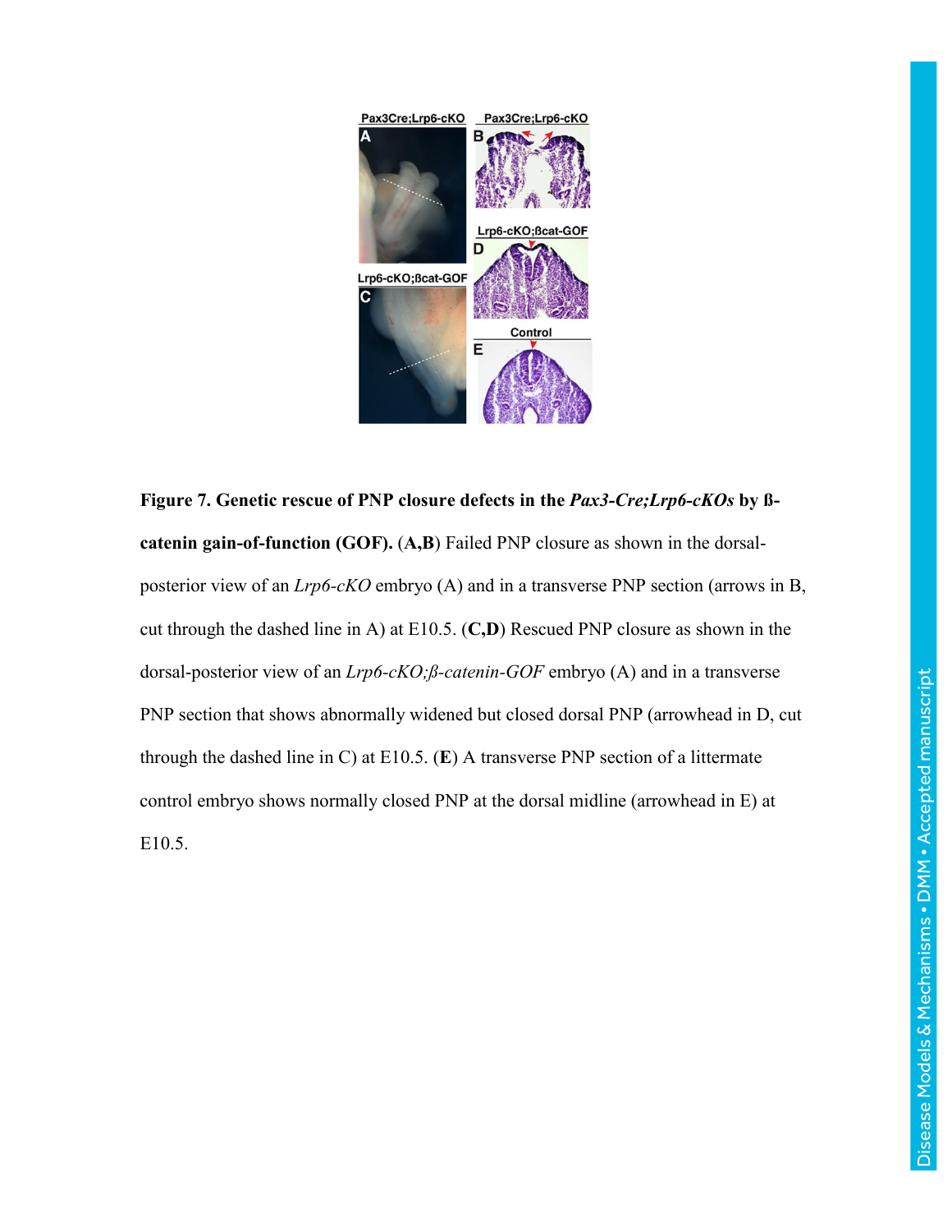**Figure 7. Genetic rescue of PNP closure defects in the *Pax3-Cre;Lrp6-cKOs* by ß-catenin gain-of-function (GOF).** (**A,B**) Failed PNP closure as shown in the dorsal-posterior view of an *Lrp6-cKO* embryo (A) and in a transverse PNP section (arrows in B, cut through the dashed line in A) at E10.5. (**C,D**) Rescued PNP closure as shown in the dorsal-posterior view of an *Lrp6-cKO;ß-catenin-GOF* embryo (A) and in a transverse PNP section that shows abnormally widened but closed dorsal PNP (arrowhead in D, cut through the dashed line in C) at E10.5. (**E**) A transverse PNP section of a littermate control embryo shows normally closed PNP at the dorsal midline (arrowhead in E) at E10.5.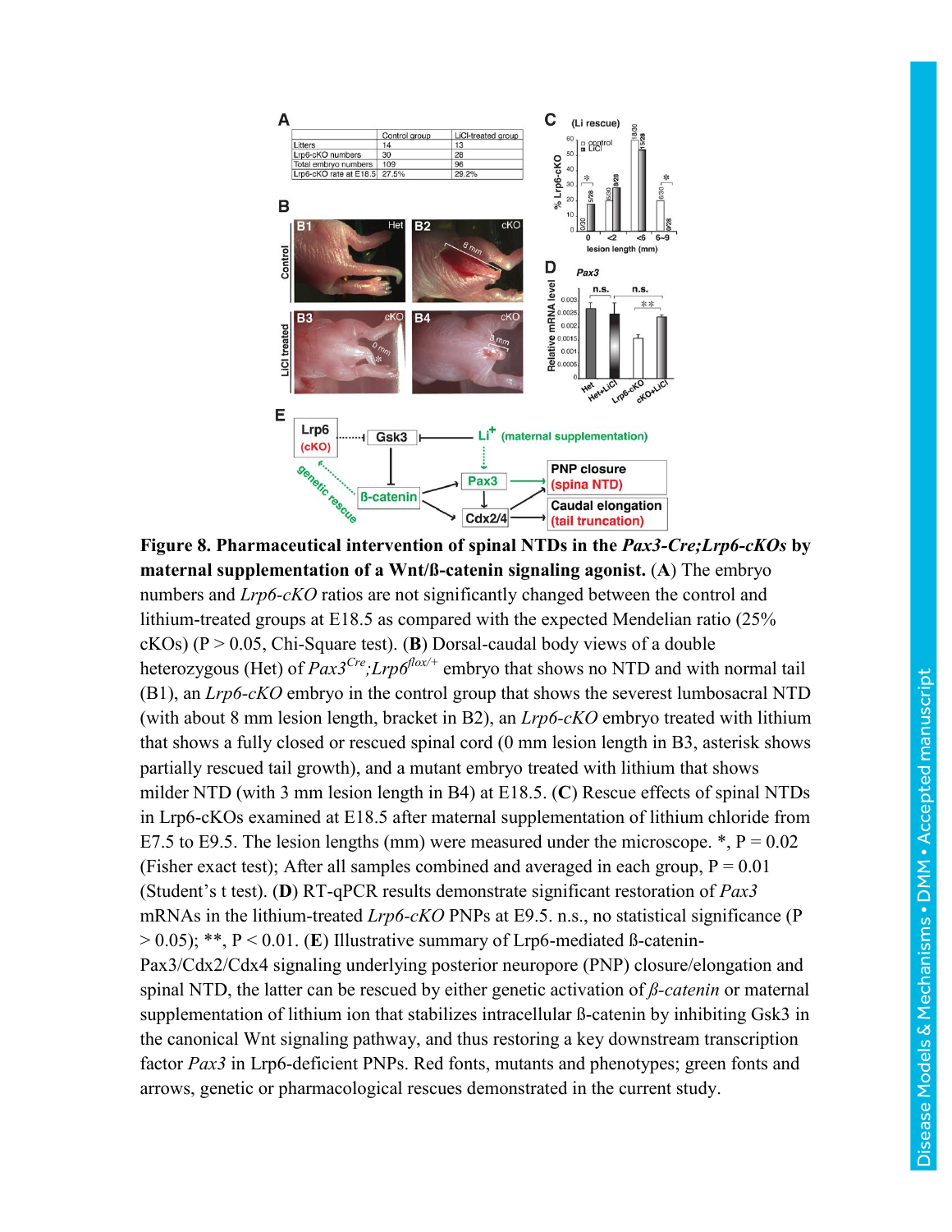A

| | Control group | LiCl-treated group |
|---|---|---|
| Litters | 14 | 13 |
| Lrp6-cKO numbers | 30 | 28 |
| Total embryo numbers | 109 | 96 |
| Lrp6-cKO rate at E18.5 | 27.5% | 29.2% |

B

Control

B1 Het

B2 cKO

8 mm

LiCl treated

B3 cKO

0 mm

B4 cKO

3 mm

C (Li rescue)

% Lrp6-cKO

lesion length (mm)

control

LiCl

0/30, 5/28, 6/30, 8/28, 18/30, 15/28, 6/30, 0/28

0, <2, <6, 6~9

D Pax3

Relative mRNA level

n.s. n.s. **

Het, Het+LiCl, Lrp6-cKO, cKO+LiCl

E

Lrp6 (cKO) — Gsk3 — Li$^{+}$ (maternal supplementation)

genetic rescue

ß-catenin — Pax3 — Cdx2/4

PNP closure (spina NTD)

Caudal elongation (tail truncation)

**Figure 8. Pharmaceutical intervention of spinal NTDs in the *Pax3-Cre;Lrp6-cKOs* by maternal supplementation of a Wnt/ß-catenin signaling agonist.** (**A**) The embryo numbers and *Lrp6-cKO* ratios are not significantly changed between the control and lithium-treated groups at E18.5 as compared with the expected Mendelian ratio (25% cKOs) (P > 0.05, Chi-Square test). (**B**) Dorsal-caudal body views of a double heterozygous (Het) of *Pax3$^{Cre}$;Lrp6$^{flox/+}$* embryo that shows no NTD and with normal tail (B1), an *Lrp6-cKO* embryo in the control group that shows the severest lumbosacral NTD (with about 8 mm lesion length, bracket in B2), an *Lrp6-cKO* embryo treated with lithium that shows a fully closed or rescued spinal cord (0 mm lesion length in B3, asterisk shows partially rescued tail growth), and a mutant embryo treated with lithium that shows milder NTD (with 3 mm lesion length in B4) at E18.5. (**C**) Rescue effects of spinal NTDs in Lrp6-cKOs examined at E18.5 after maternal supplementation of lithium chloride from E7.5 to E9.5. The lesion lengths (mm) were measured under the microscope. *, P = 0.02 (Fisher exact test); After all samples combined and averaged in each group, P = 0.01 (Student's t test). (**D**) RT-qPCR results demonstrate significant restoration of *Pax3* mRNAs in the lithium-treated *Lrp6-cKO* PNPs at E9.5. n.s., no statistical significance (P > 0.05); **, P < 0.01. (**E**) Illustrative summary of Lrp6-mediated ß-catenin-Pax3/Cdx2/Cdx4 signaling underlying posterior neuropore (PNP) closure/elongation and spinal NTD, the latter can be rescued by either genetic activation of *ß-catenin* or maternal supplementation of lithium ion that stabilizes intracellular ß-catenin by inhibiting Gsk3 in the canonical Wnt signaling pathway, and thus restoring a key downstream transcription factor *Pax3* in Lrp6-deficient PNPs. Red fonts, mutants and phenotypes; green fonts and arrows, genetic or pharmacological rescues demonstrated in the current study.